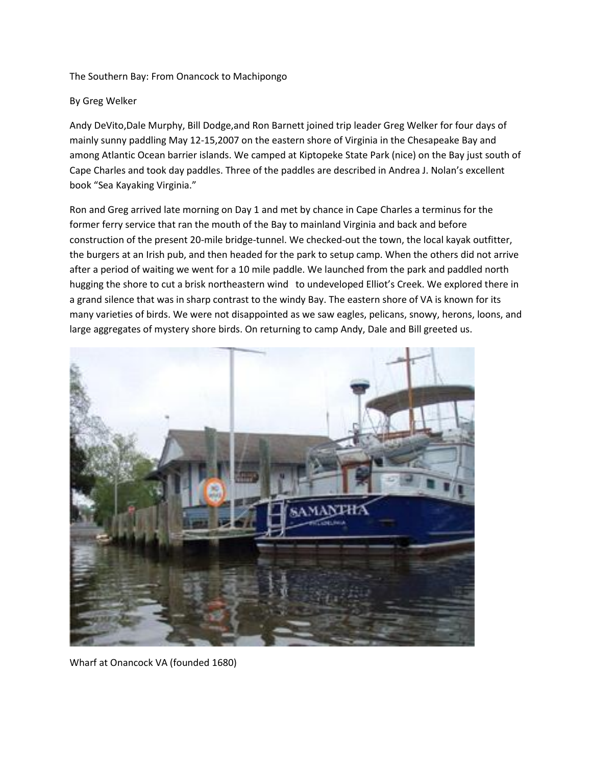The Southern Bay: From Onancock to Machipongo

By Greg Welker

Andy DeVito,Dale Murphy, Bill Dodge,and Ron Barnett joined trip leader Greg Welker for four days of mainly sunny paddling May 12-15,2007 on the eastern shore of Virginia in the Chesapeake Bay and among Atlantic Ocean barrier islands. We camped at Kiptopeke State Park (nice) on the Bay just south of Cape Charles and took day paddles. Three of the paddles are described in Andrea J. Nolan's excellent book "Sea Kayaking Virginia."

Ron and Greg arrived late morning on Day 1 and met by chance in Cape Charles a terminus for the former ferry service that ran the mouth of the Bay to mainland Virginia and back and before construction of the present 20-mile bridge-tunnel. We checked-out the town, the local kayak outfitter, the burgers at an Irish pub, and then headed for the park to setup camp. When the others did not arrive after a period of waiting we went for a 10 mile paddle. We launched from the park and paddled north hugging the shore to cut a brisk northeastern wind to undeveloped Elliot's Creek. We explored there in a grand silence that was in sharp contrast to the windy Bay. The eastern shore of VA is known for its many varieties of birds. We were not disappointed as we saw eagles, pelicans, snowy, herons, loons, and large aggregates of mystery shore birds. On returning to camp Andy, Dale and Bill greeted us.

Wharf at Onancock VA (founded 1680)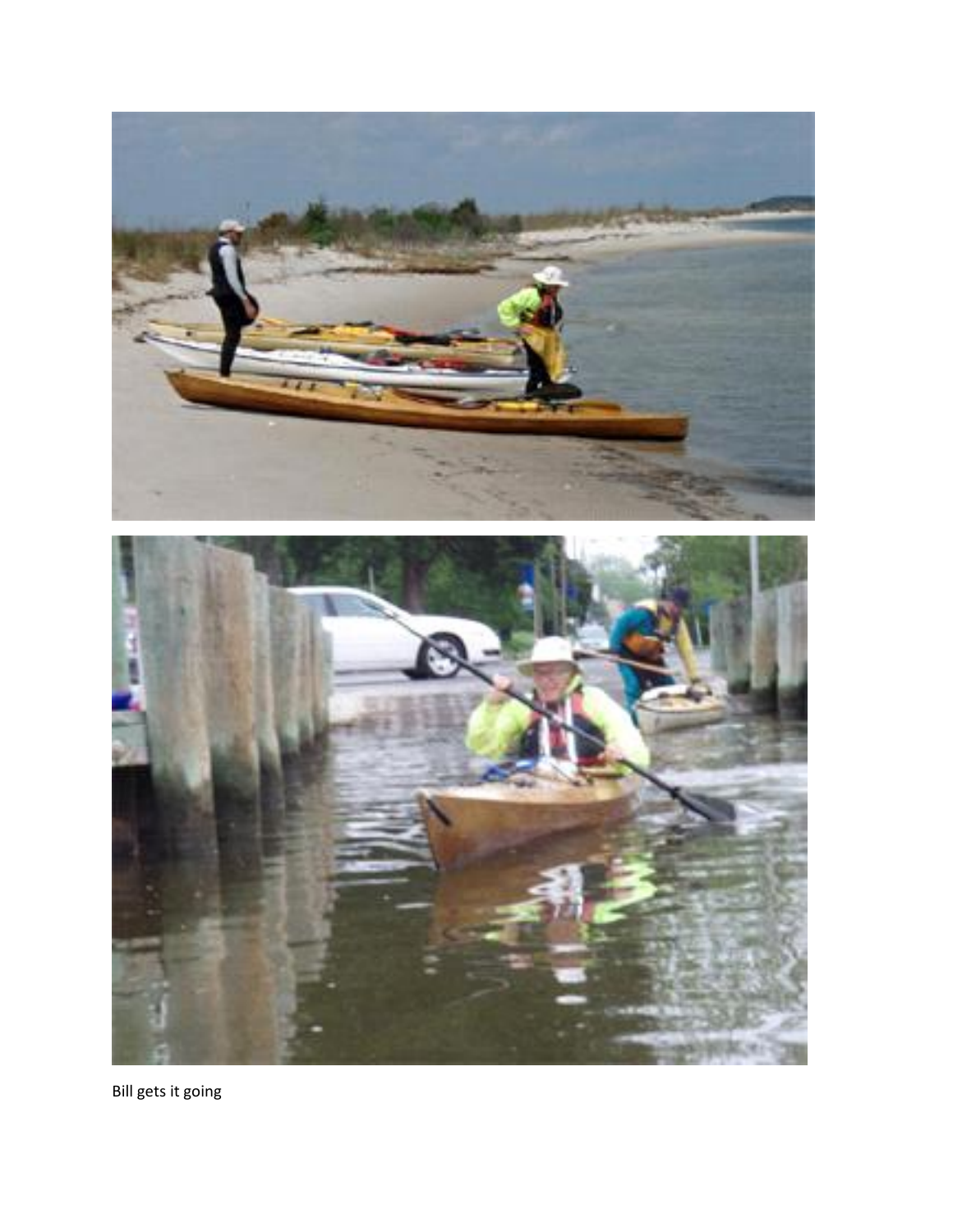Bill gets it going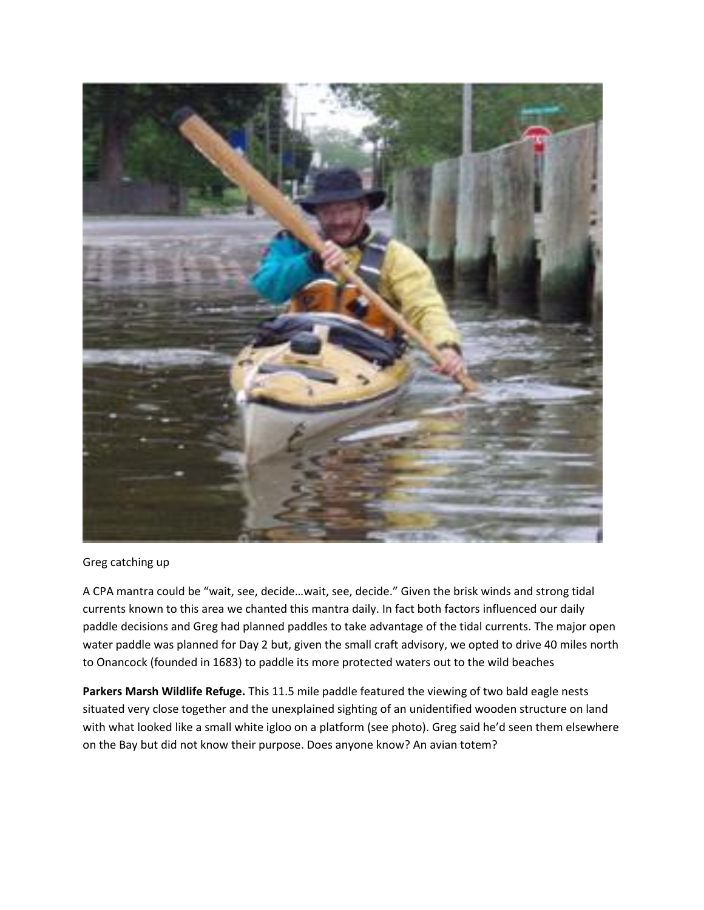Greg catching up

A CPA mantra could be "wait, see, decide…wait, see, decide." Given the brisk winds and strong tidal currents known to this area we chanted this mantra daily. In fact both factors influenced our daily paddle decisions and Greg had planned paddles to take advantage of the tidal currents. The major open water paddle was planned for Day 2 but, given the small craft advisory, we opted to drive 40 miles north to Onancock (founded in 1683) to paddle its more protected waters out to the wild beaches

**Parkers Marsh Wildlife Refuge.** This 11.5 mile paddle featured the viewing of two bald eagle nests situated very close together and the unexplained sighting of an unidentified wooden structure on land with what looked like a small white igloo on a platform (see photo). Greg said he'd seen them elsewhere on the Bay but did not know their purpose. Does anyone know? An avian totem?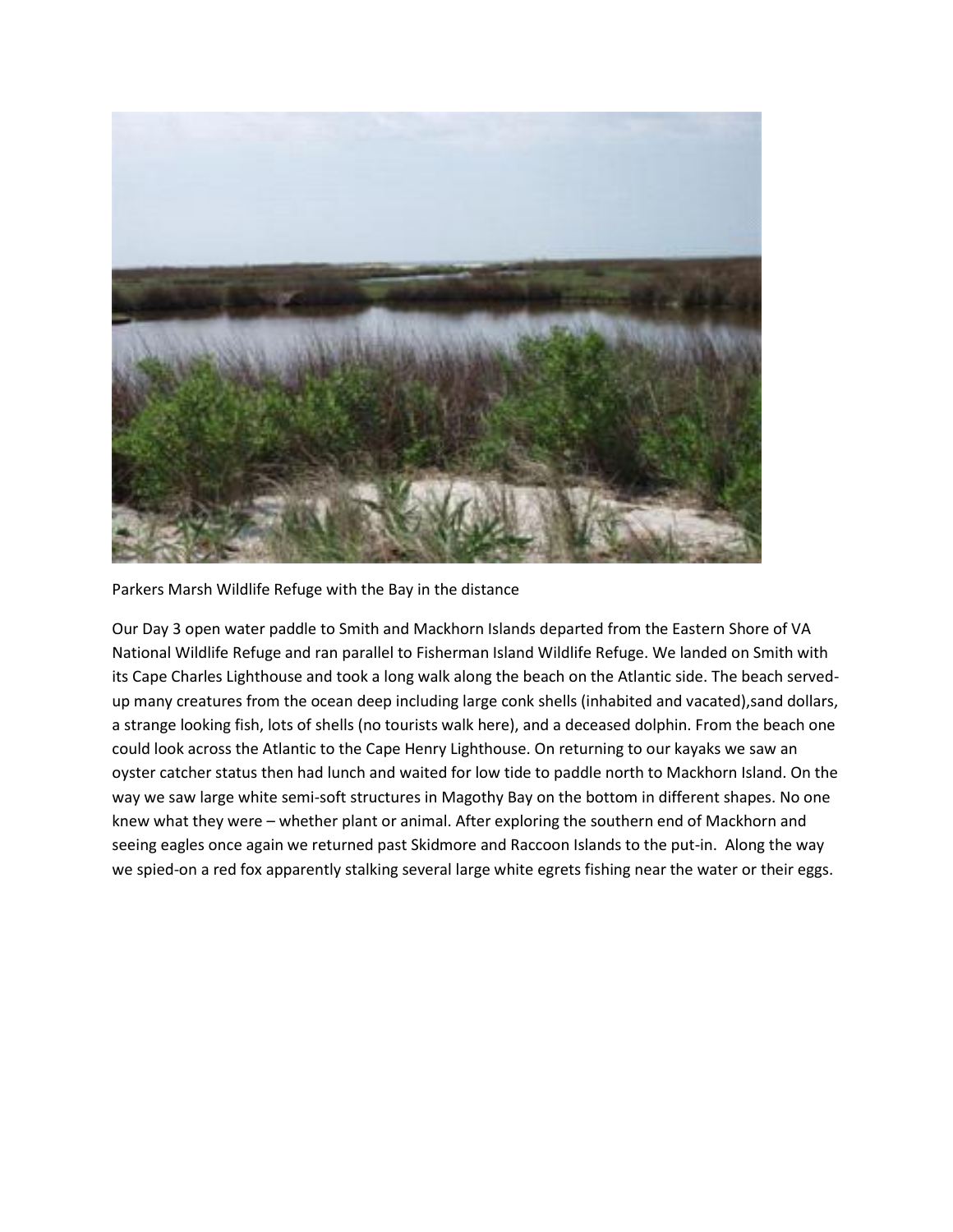Parkers Marsh Wildlife Refuge with the Bay in the distance

Our Day 3 open water paddle to Smith and Mackhorn Islands departed from the Eastern Shore of VA National Wildlife Refuge and ran parallel to Fisherman Island Wildlife Refuge. We landed on Smith with its Cape Charles Lighthouse and took a long walk along the beach on the Atlantic side. The beach served-up many creatures from the ocean deep including large conk shells (inhabited and vacated),sand dollars, a strange looking fish, lots of shells (no tourists walk here), and a deceased dolphin. From the beach one could look across the Atlantic to the Cape Henry Lighthouse. On returning to our kayaks we saw an oyster catcher status then had lunch and waited for low tide to paddle north to Mackhorn Island. On the way we saw large white semi-soft structures in Magothy Bay on the bottom in different shapes. No one knew what they were – whether plant or animal. After exploring the southern end of Mackhorn and seeing eagles once again we returned past Skidmore and Raccoon Islands to the put-in.  Along the way we spied-on a red fox apparently stalking several large white egrets fishing near the water or their eggs.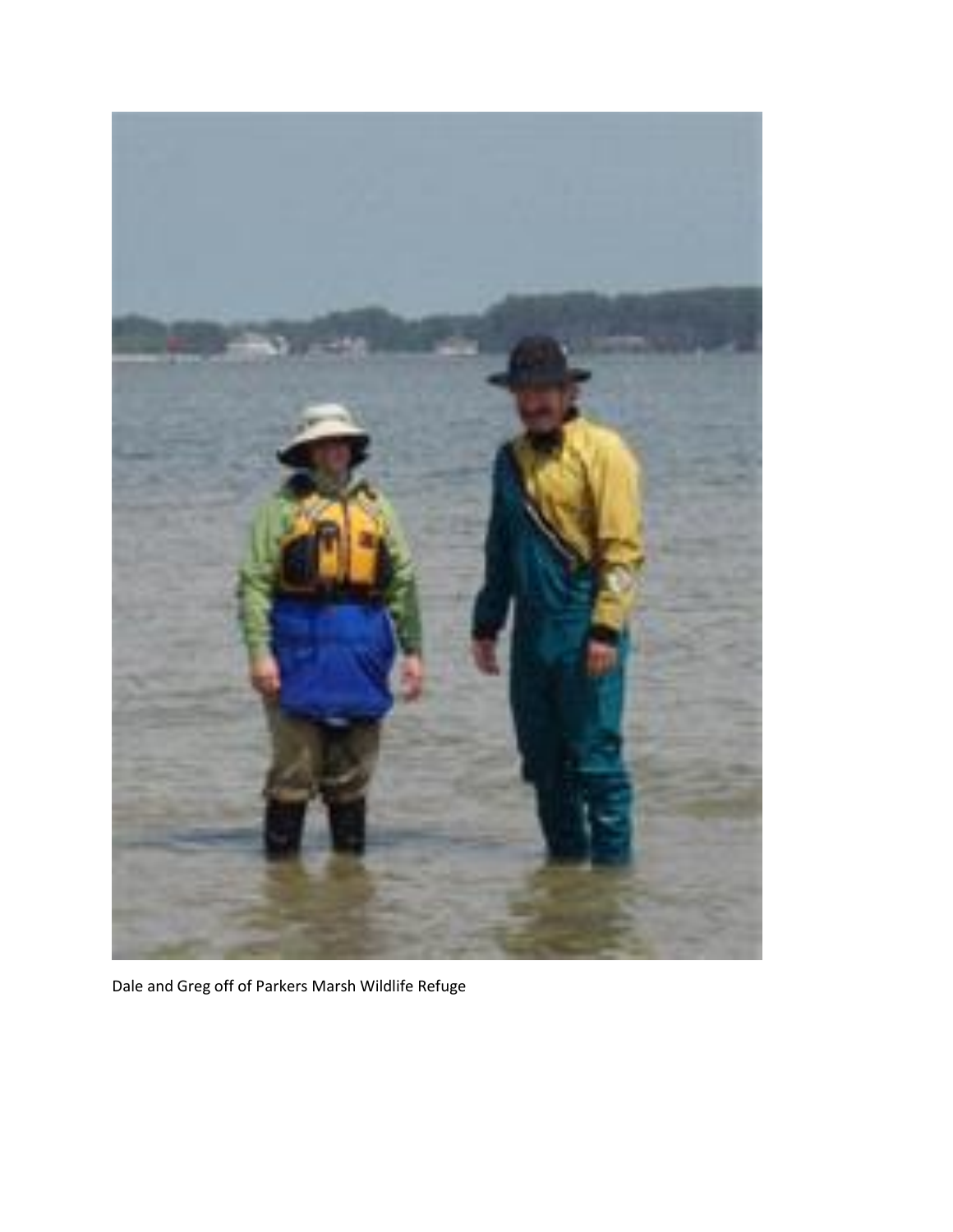Dale and Greg off of Parkers Marsh Wildlife Refuge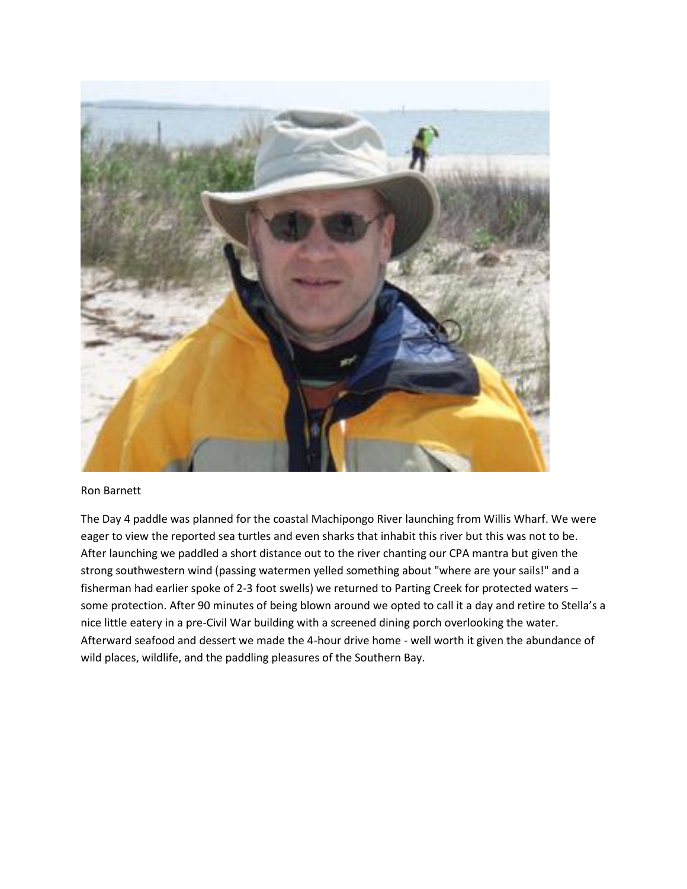Ron Barnett

The Day 4 paddle was planned for the coastal Machipongo River launching from Willis Wharf. We were eager to view the reported sea turtles and even sharks that inhabit this river but this was not to be. After launching we paddled a short distance out to the river chanting our CPA mantra but given the strong southwestern wind (passing watermen yelled something about "where are your sails!" and a fisherman had earlier spoke of 2-3 foot swells) we returned to Parting Creek for protected waters – some protection. After 90 minutes of being blown around we opted to call it a day and retire to Stella's a nice little eatery in a pre-Civil War building with a screened dining porch overlooking the water. Afterward seafood and dessert we made the 4-hour drive home - well worth it given the abundance of wild places, wildlife, and the paddling pleasures of the Southern Bay.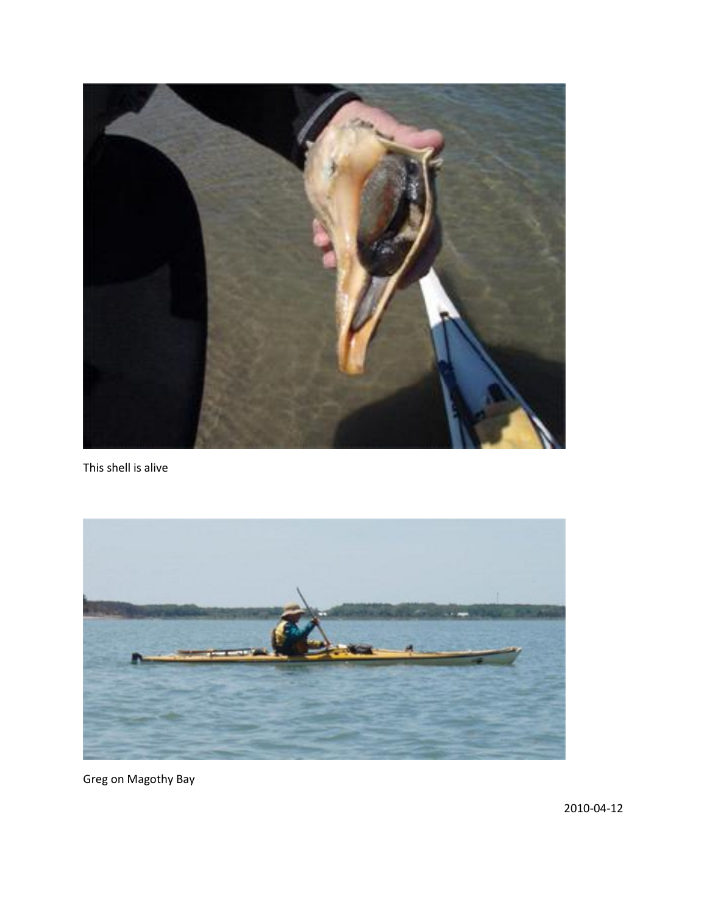This shell is alive

Greg on Magothy Bay

2010-04-12